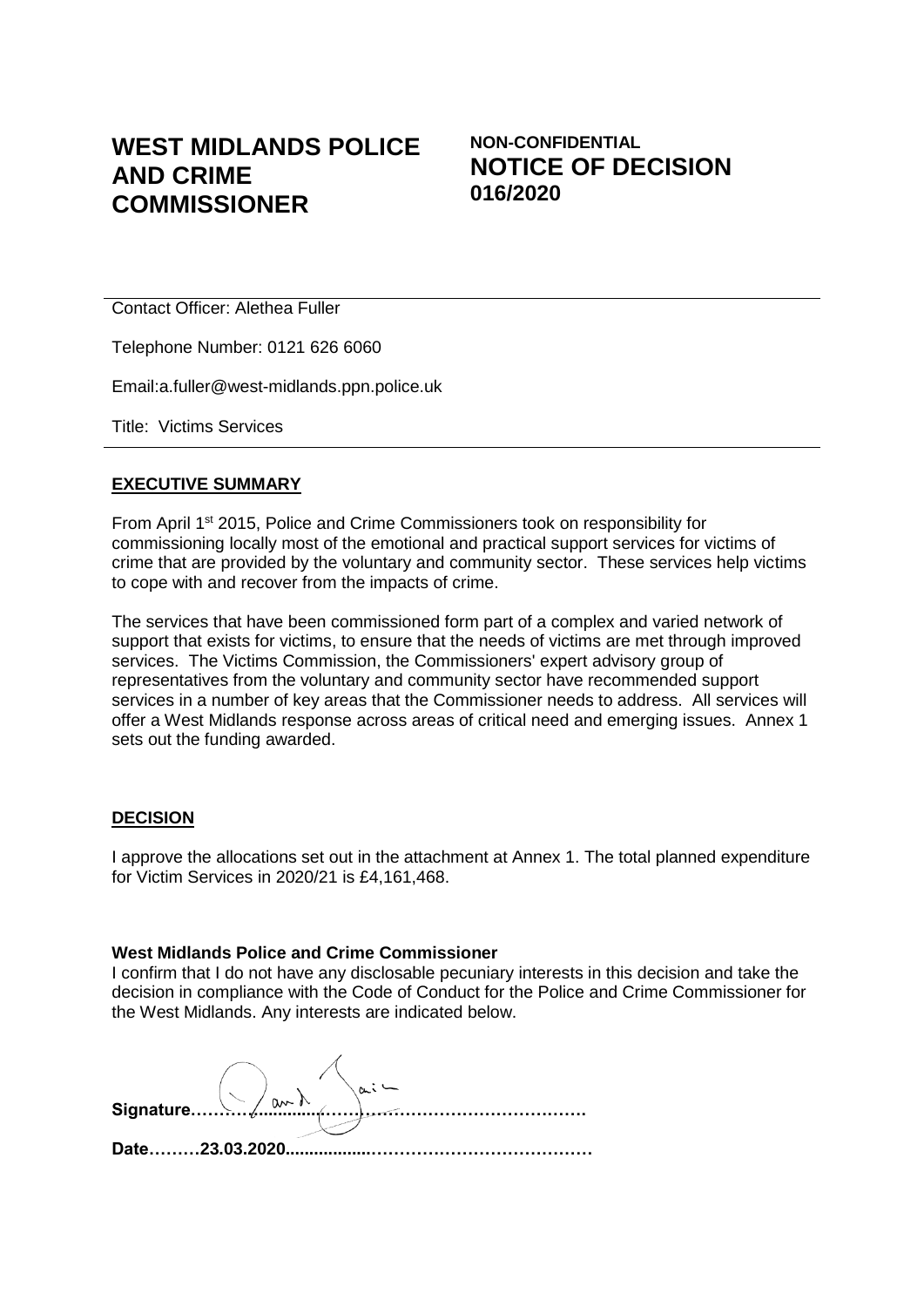# WEST MIDLANDS POLICE AND CRIME COMMISSIONER

**NON-CONFIDENTIAL**
## NOTICE OF DECISION
**016/2020**

Contact Officer: Alethea Fuller

Telephone Number: 0121 626 6060

Email:a.fuller@west-midlands.ppn.police.uk

Title: Victims Services

## EXECUTIVE SUMMARY

From April 1st 2015, Police and Crime Commissioners took on responsibility for commissioning locally most of the emotional and practical support services for victims of crime that are provided by the voluntary and community sector. These services help victims to cope with and recover from the impacts of crime.

The services that have been commissioned form part of a complex and varied network of support that exists for victims, to ensure that the needs of victims are met through improved services. The Victims Commission, the Commissioners' expert advisory group of representatives from the voluntary and community sector have recommended support services in a number of key areas that the Commissioner needs to address. All services will offer a West Midlands response across areas of critical need and emerging issues. Annex 1 sets out the funding awarded.

## DECISION

I approve the allocations set out in the attachment at Annex 1. The total planned expenditure for Victim Services in 2020/21 is £4,161,468.

**West Midlands Police and Crime Commissioner**

I confirm that I do not have any disclosable pecuniary interests in this decision and take the decision in compliance with the Code of Conduct for the Police and Crime Commissioner for the West Midlands. Any interests are indicated below.

**Signature**……………………………………………………………

**Date………23.03.2020**…………………………………………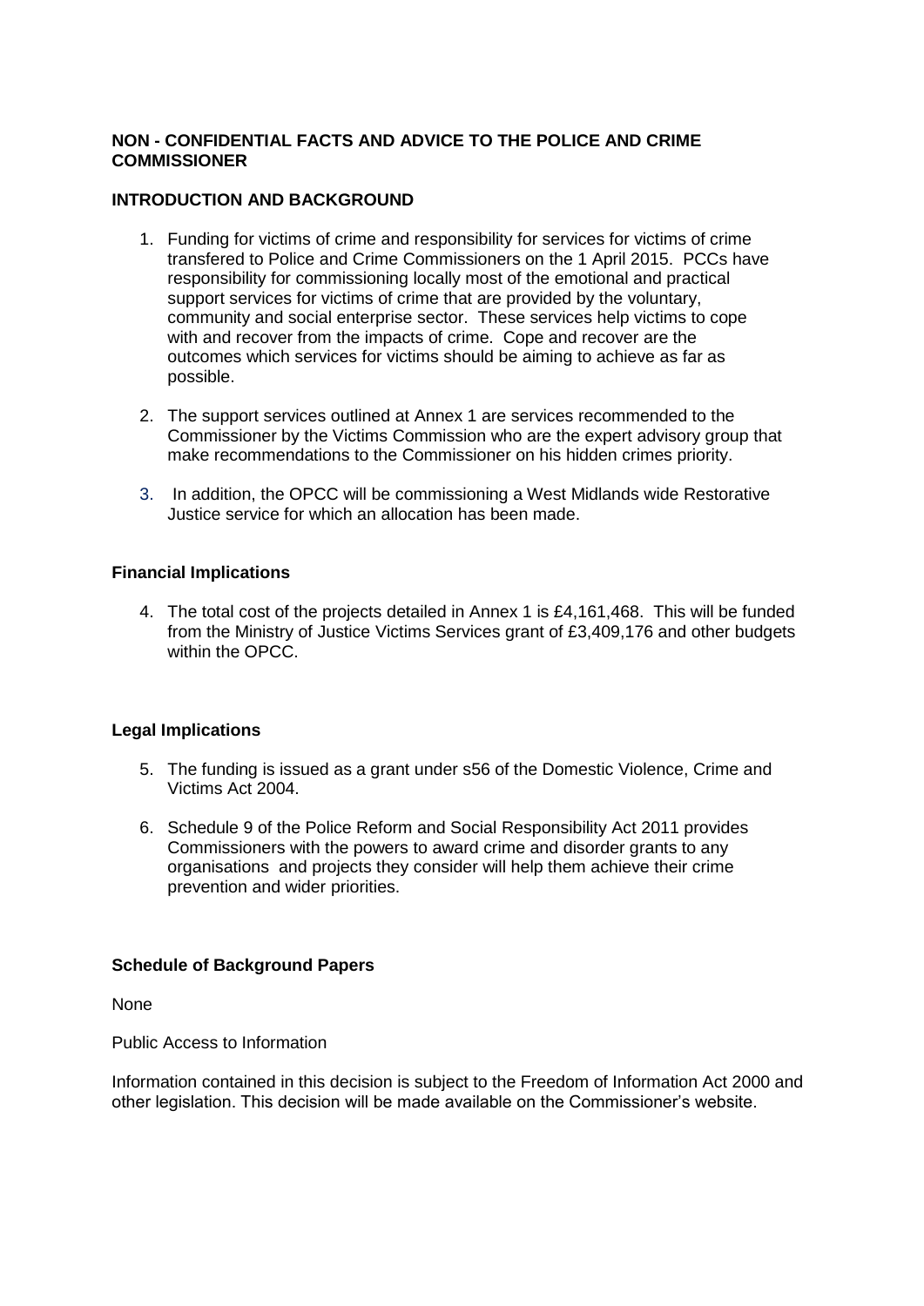**NON - CONFIDENTIAL FACTS AND ADVICE TO THE POLICE AND CRIME COMMISSIONER**

**INTRODUCTION AND BACKGROUND**

1. Funding for victims of crime and responsibility for services for victims of crime transfered to Police and Crime Commissioners on the 1 April 2015. PCCs have responsibility for commissioning locally most of the emotional and practical support services for victims of crime that are provided by the voluntary, community and social enterprise sector. These services help victims to cope with and recover from the impacts of crime. Cope and recover are the outcomes which services for victims should be aiming to achieve as far as possible.

2. The support services outlined at Annex 1 are services recommended to the Commissioner by the Victims Commission who are the expert advisory group that make recommendations to the Commissioner on his hidden crimes priority.

3. In addition, the OPCC will be commissioning a West Midlands wide Restorative Justice service for which an allocation has been made.

**Financial Implications**

4. The total cost of the projects detailed in Annex 1 is £4,161,468. This will be funded from the Ministry of Justice Victims Services grant of £3,409,176 and other budgets within the OPCC.

**Legal Implications**

5. The funding is issued as a grant under s56 of the Domestic Violence, Crime and Victims Act 2004.

6. Schedule 9 of the Police Reform and Social Responsibility Act 2011 provides Commissioners with the powers to award crime and disorder grants to any organisations and projects they consider will help them achieve their crime prevention and wider priorities.

**Schedule of Background Papers**

None

Public Access to Information

Information contained in this decision is subject to the Freedom of Information Act 2000 and other legislation. This decision will be made available on the Commissioner's website.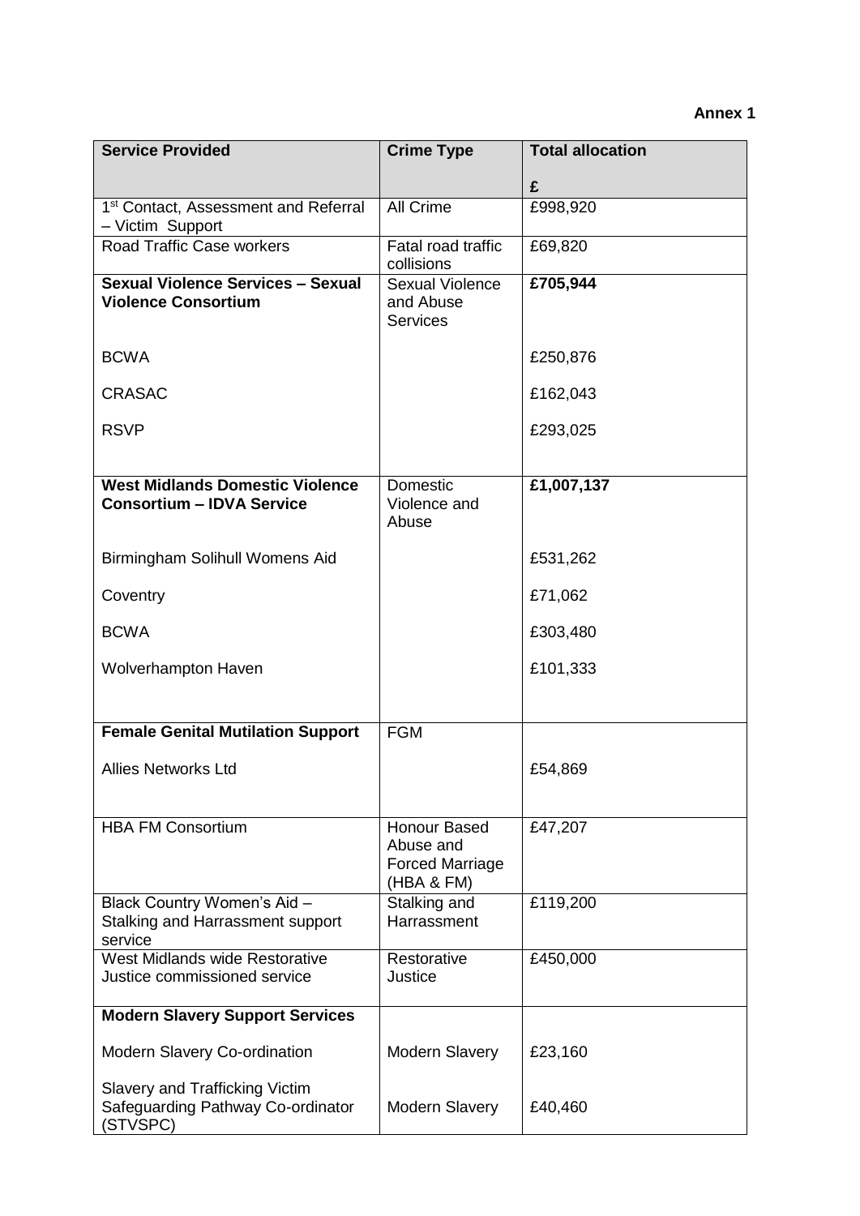**Annex 1**

| Service Provided | Crime Type | Total allocation<br><br>£ |
|---|---|---|
| 1st Contact, Assessment and Referral – Victim Support | All Crime | £998,920 |
| Road Traffic Case workers | Fatal road traffic collisions | £69,820 |
| **Sexual Violence Services – Sexual Violence Consortium** | Sexual Violence and Abuse Services | **£705,944** |
| BCWA | | £250,876 |
| CRASAC | | £162,043 |
| RSVP | | £293,025 |
| **West Midlands Domestic Violence Consortium – IDVA Service** | Domestic Violence and Abuse | **£1,007,137** |
| Birmingham Solihull Womens Aid | | £531,262 |
| Coventry | | £71,062 |
| BCWA | | £303,480 |
| Wolverhampton Haven | | £101,333 |
| **Female Genital Mutilation Support** | FGM | |
| Allies Networks Ltd | | £54,869 |
| HBA FM Consortium | Honour Based Abuse and Forced Marriage (HBA & FM) | £47,207 |
| Black Country Women's Aid – Stalking and Harrassment support service | Stalking and Harrassment | £119,200 |
| West Midlands wide Restorative Justice commissioned service | Restorative Justice | £450,000 |
| **Modern Slavery Support Services** | | |
| Modern Slavery Co-ordination | Modern Slavery | £23,160 |
| Slavery and Trafficking Victim Safeguarding Pathway Co-ordinator (STVSPC) | Modern Slavery | £40,460 |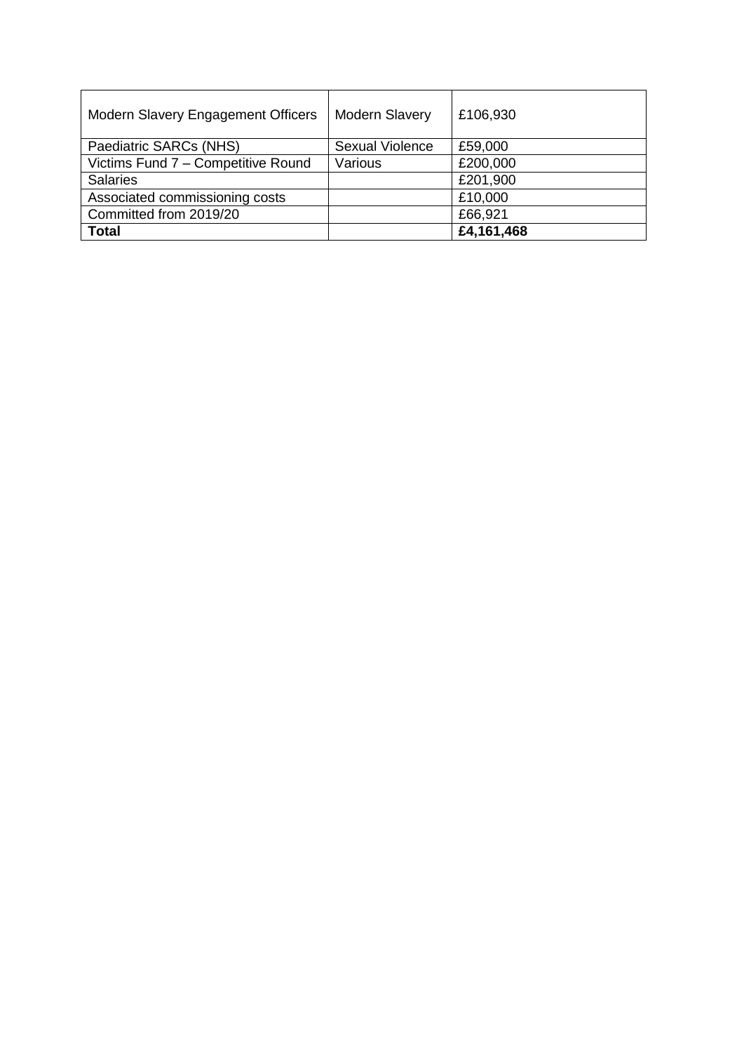| | | |
|---|---|---|
| Modern Slavery Engagement Officers | Modern Slavery | £106,930 |
| Paediatric SARCs (NHS) | Sexual Violence | £59,000 |
| Victims Fund 7 – Competitive Round | Various | £200,000 |
| Salaries | | £201,900 |
| Associated commissioning costs | | £10,000 |
| Committed from 2019/20 | | £66,921 |
| **Total** | | **£4,161,468** |